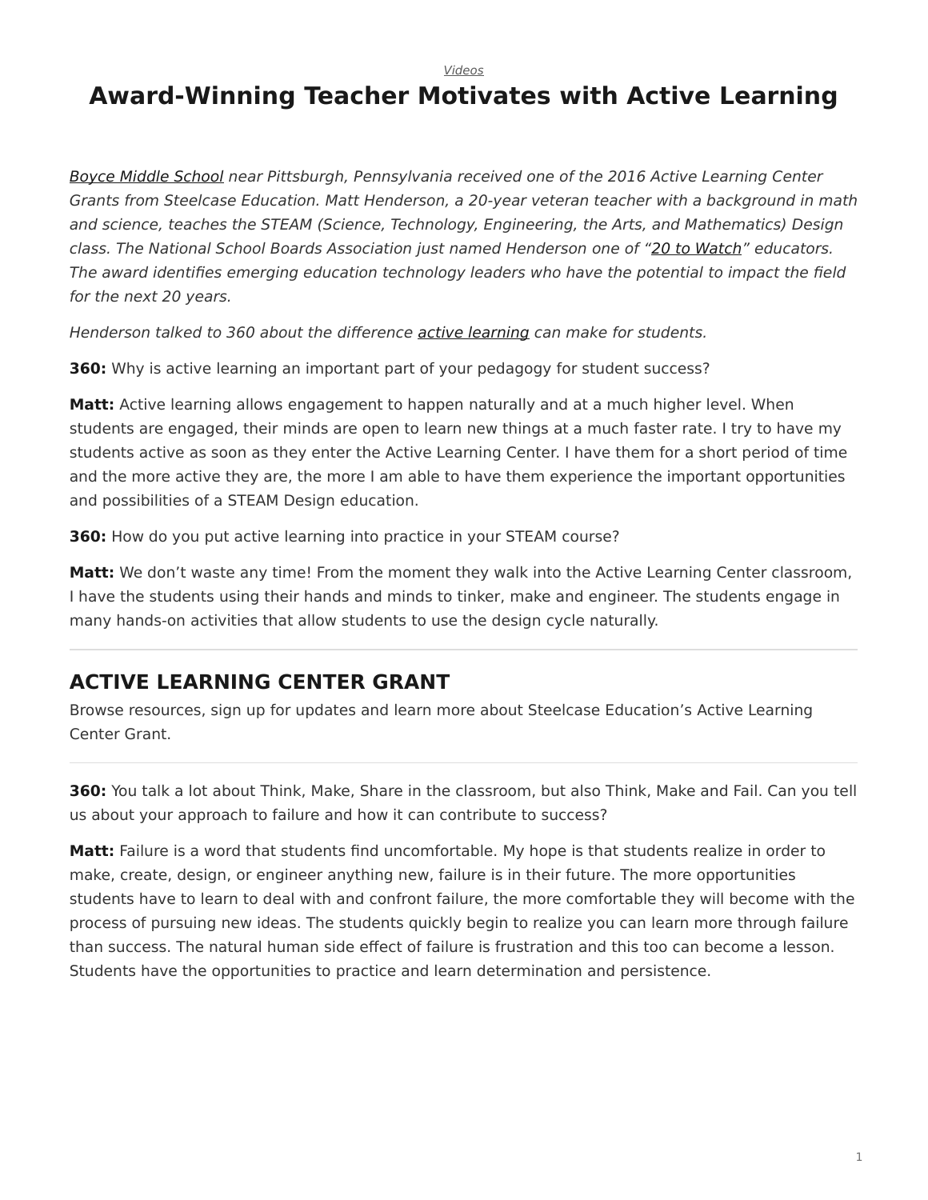*Videos*

# Award-Winning Teacher Motivates with Active Learning

*Boyce Middle School near Pittsburgh, Pennsylvania received one of the 2016 Active Learning Center Grants from Steelcase Education. Matt Henderson, a 20-year veteran teacher with a background in math and science, teaches the STEAM (Science, Technology, Engineering, the Arts, and Mathematics) Design class. The National School Boards Association just named Henderson one of "20 to Watch" educators. The award identifies emerging education technology leaders who have the potential to impact the field for the next 20 years.*

*Henderson talked to 360 about the difference active learning can make for students.*

**360:** Why is active learning an important part of your pedagogy for student success?

**Matt:** Active learning allows engagement to happen naturally and at a much higher level. When students are engaged, their minds are open to learn new things at a much faster rate. I try to have my students active as soon as they enter the Active Learning Center. I have them for a short period of time and the more active they are, the more I am able to have them experience the important opportunities and possibilities of a STEAM Design education.

**360:** How do you put active learning into practice in your STEAM course?

**Matt:** We don't waste any time! From the moment they walk into the Active Learning Center classroom, I have the students using their hands and minds to tinker, make and engineer. The students engage in many hands-on activities that allow students to use the design cycle naturally.

---

## ACTIVE LEARNING CENTER GRANT

Browse resources, sign up for updates and learn more about Steelcase Education's Active Learning Center Grant.

---

**360:** You talk a lot about Think, Make, Share in the classroom, but also Think, Make and Fail. Can you tell us about your approach to failure and how it can contribute to success?

**Matt:** Failure is a word that students find uncomfortable. My hope is that students realize in order to make, create, design, or engineer anything new, failure is in their future. The more opportunities students have to learn to deal with and confront failure, the more comfortable they will become with the process of pursuing new ideas. The students quickly begin to realize you can learn more through failure than success. The natural human side effect of failure is frustration and this too can become a lesson. Students have the opportunities to practice and learn determination and persistence.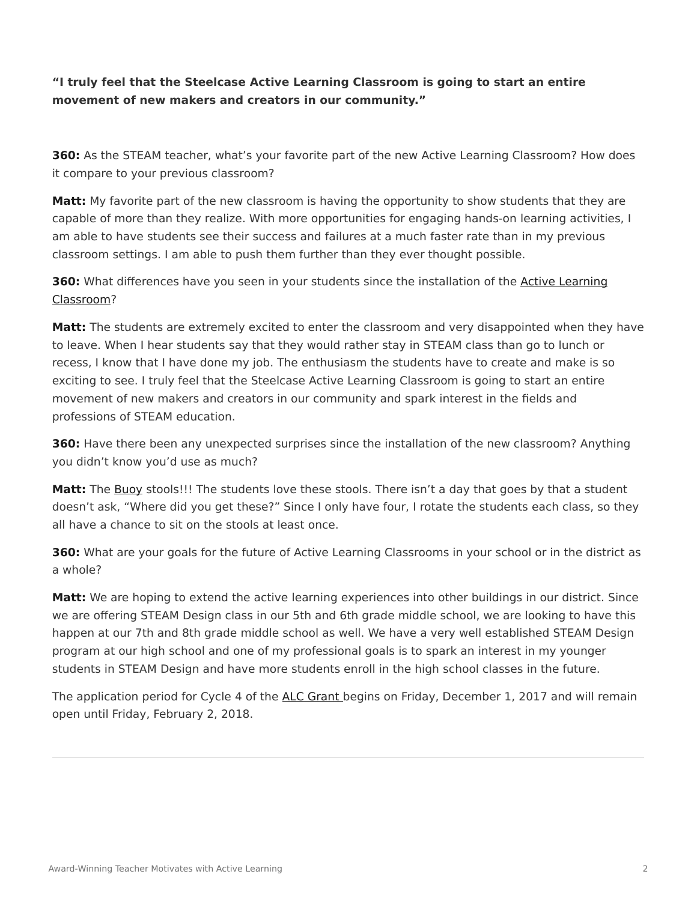**“I truly feel that the Steelcase Active Learning Classroom is going to start an entire movement of new makers and creators in our community.”**

**360:** As the STEAM teacher, what’s your favorite part of the new Active Learning Classroom? How does it compare to your previous classroom?

**Matt:** My favorite part of the new classroom is having the opportunity to show students that they are capable of more than they realize. With more opportunities for engaging hands-on learning activities, I am able to have students see their success and failures at a much faster rate than in my previous classroom settings. I am able to push them further than they ever thought possible.

**360:** What differences have you seen in your students since the installation of the Active Learning Classroom?

**Matt:** The students are extremely excited to enter the classroom and very disappointed when they have to leave. When I hear students say that they would rather stay in STEAM class than go to lunch or recess, I know that I have done my job. The enthusiasm the students have to create and make is so exciting to see. I truly feel that the Steelcase Active Learning Classroom is going to start an entire movement of new makers and creators in our community and spark interest in the fields and professions of STEAM education.

**360:** Have there been any unexpected surprises since the installation of the new classroom? Anything you didn’t know you’d use as much?

**Matt:** The Buoy stools!!! The students love these stools. There isn’t a day that goes by that a student doesn’t ask, “Where did you get these?” Since I only have four, I rotate the students each class, so they all have a chance to sit on the stools at least once.

**360:** What are your goals for the future of Active Learning Classrooms in your school or in the district as a whole?

**Matt:** We are hoping to extend the active learning experiences into other buildings in our district. Since we are offering STEAM Design class in our 5th and 6th grade middle school, we are looking to have this happen at our 7th and 8th grade middle school as well. We have a very well established STEAM Design program at our high school and one of my professional goals is to spark an interest in my younger students in STEAM Design and have more students enroll in the high school classes in the future.

The application period for Cycle 4 of the ALC Grant begins on Friday, December 1, 2017 and will remain open until Friday, February 2, 2018.

---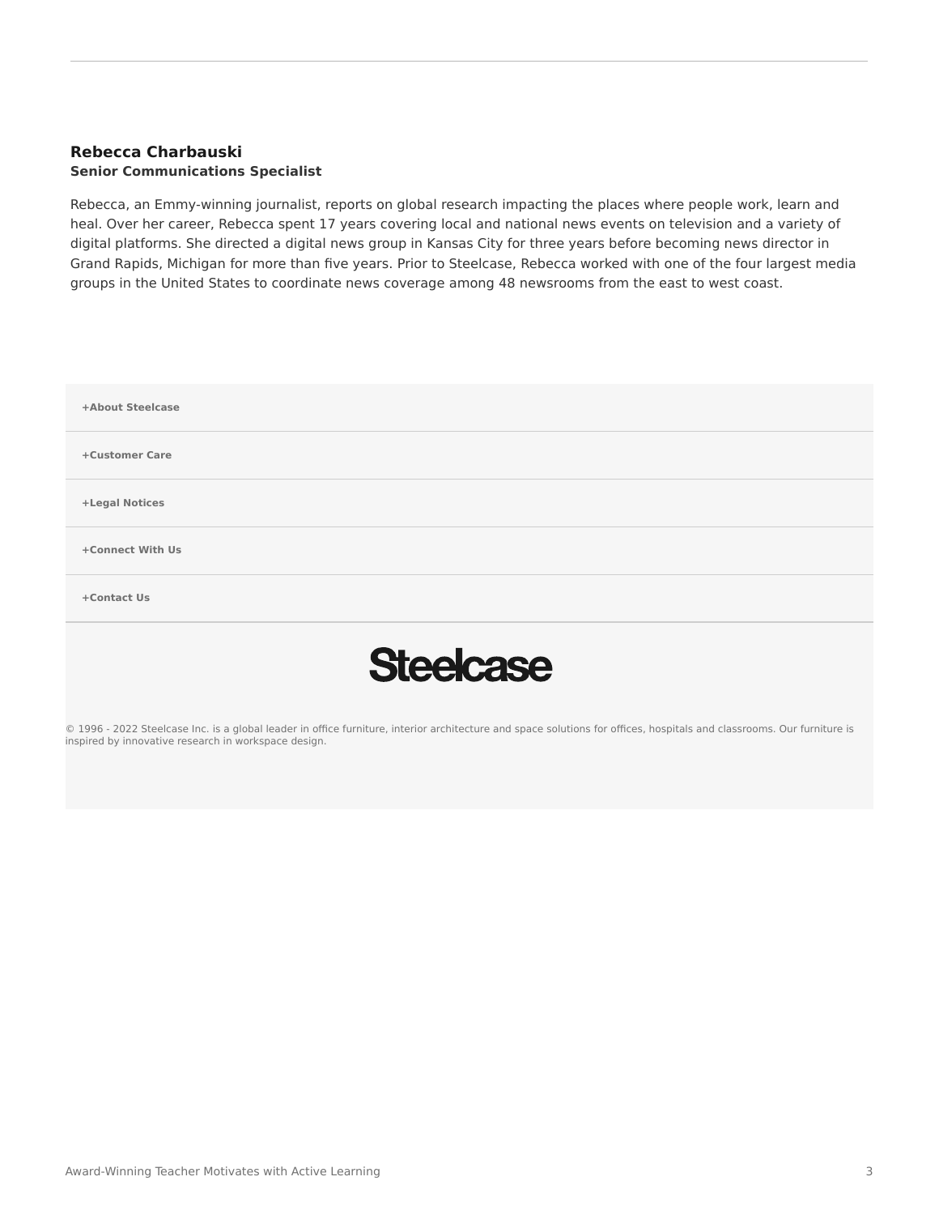**Rebecca Charbauski**
**Senior Communications Specialist**

Rebecca, an Emmy-winning journalist, reports on global research impacting the places where people work, learn and heal. Over her career, Rebecca spent 17 years covering local and national news events on television and a variety of digital platforms. She directed a digital news group in Kansas City for three years before becoming news director in Grand Rapids, Michigan for more than five years. Prior to Steelcase, Rebecca worked with one of the four largest media groups in the United States to coordinate news coverage among 48 newsrooms from the east to west coast.

**+About Steelcase**

**+Customer Care**

**+Legal Notices**

**+Connect With Us**

**+Contact Us**

Steelcase

© 1996 - 2022 Steelcase Inc. is a global leader in office furniture, interior architecture and space solutions for offices, hospitals and classrooms. Our furniture is inspired by innovative research in workspace design.